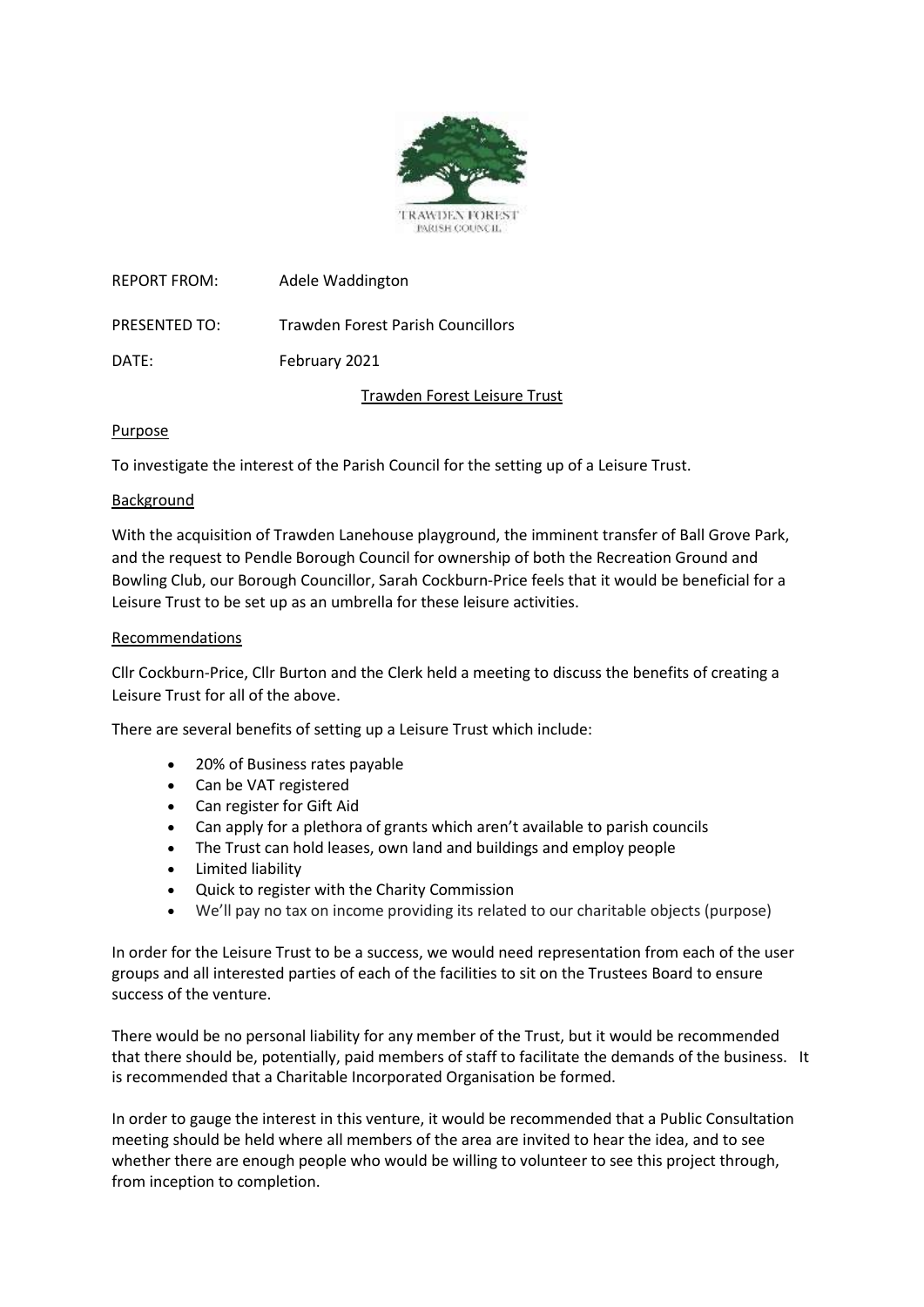TRAWDEN FOREST PARISH COUNCIL

REPORT FROM: Adele Waddington

PRESENTED TO: Trawden Forest Parish Councillors

DATE: February 2021

## Trawden Forest Leisure Trust

### Purpose

To investigate the interest of the Parish Council for the setting up of a Leisure Trust.

### Background

With the acquisition of Trawden Lanehouse playground, the imminent transfer of Ball Grove Park, and the request to Pendle Borough Council for ownership of both the Recreation Ground and Bowling Club, our Borough Councillor, Sarah Cockburn-Price feels that it would be beneficial for a Leisure Trust to be set up as an umbrella for these leisure activities.

### Recommendations

Cllr Cockburn-Price, Cllr Burton and the Clerk held a meeting to discuss the benefits of creating a Leisure Trust for all of the above.

There are several benefits of setting up a Leisure Trust which include:

- 20% of Business rates payable
- Can be VAT registered
- Can register for Gift Aid
- Can apply for a plethora of grants which aren't available to parish councils
- The Trust can hold leases, own land and buildings and employ people
- Limited liability
- Quick to register with the Charity Commission
- We'll pay no tax on income providing its related to our charitable objects (purpose)

In order for the Leisure Trust to be a success, we would need representation from each of the user groups and all interested parties of each of the facilities to sit on the Trustees Board to ensure success of the venture.

There would be no personal liability for any member of the Trust, but it would be recommended that there should be, potentially, paid members of staff to facilitate the demands of the business. It is recommended that a Charitable Incorporated Organisation be formed.

In order to gauge the interest in this venture, it would be recommended that a Public Consultation meeting should be held where all members of the area are invited to hear the idea, and to see whether there are enough people who would be willing to volunteer to see this project through, from inception to completion.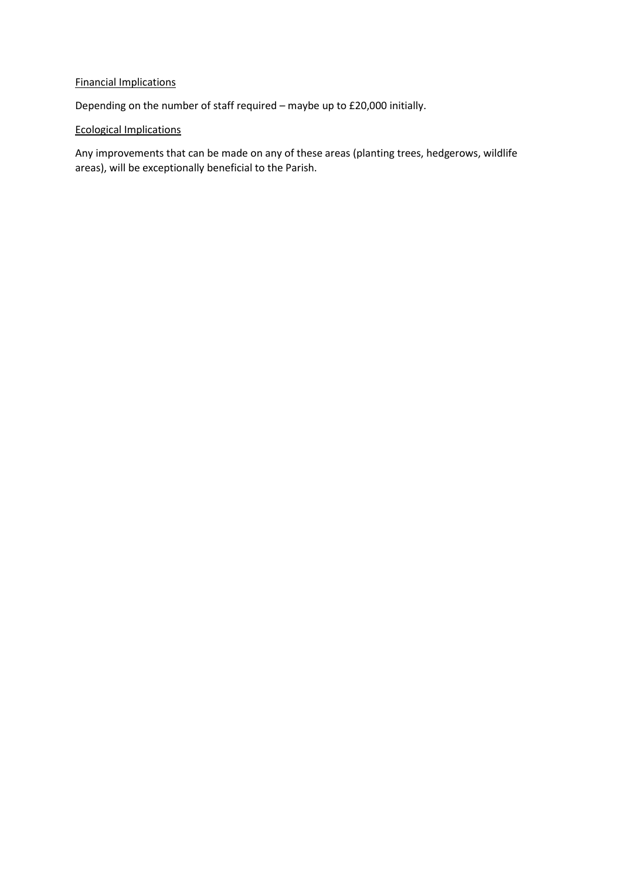<u>Financial Implications</u>

Depending on the number of staff required – maybe up to £20,000 initially.

<u>Ecological Implications</u>

Any improvements that can be made on any of these areas (planting trees, hedgerows, wildlife areas), will be exceptionally beneficial to the Parish.